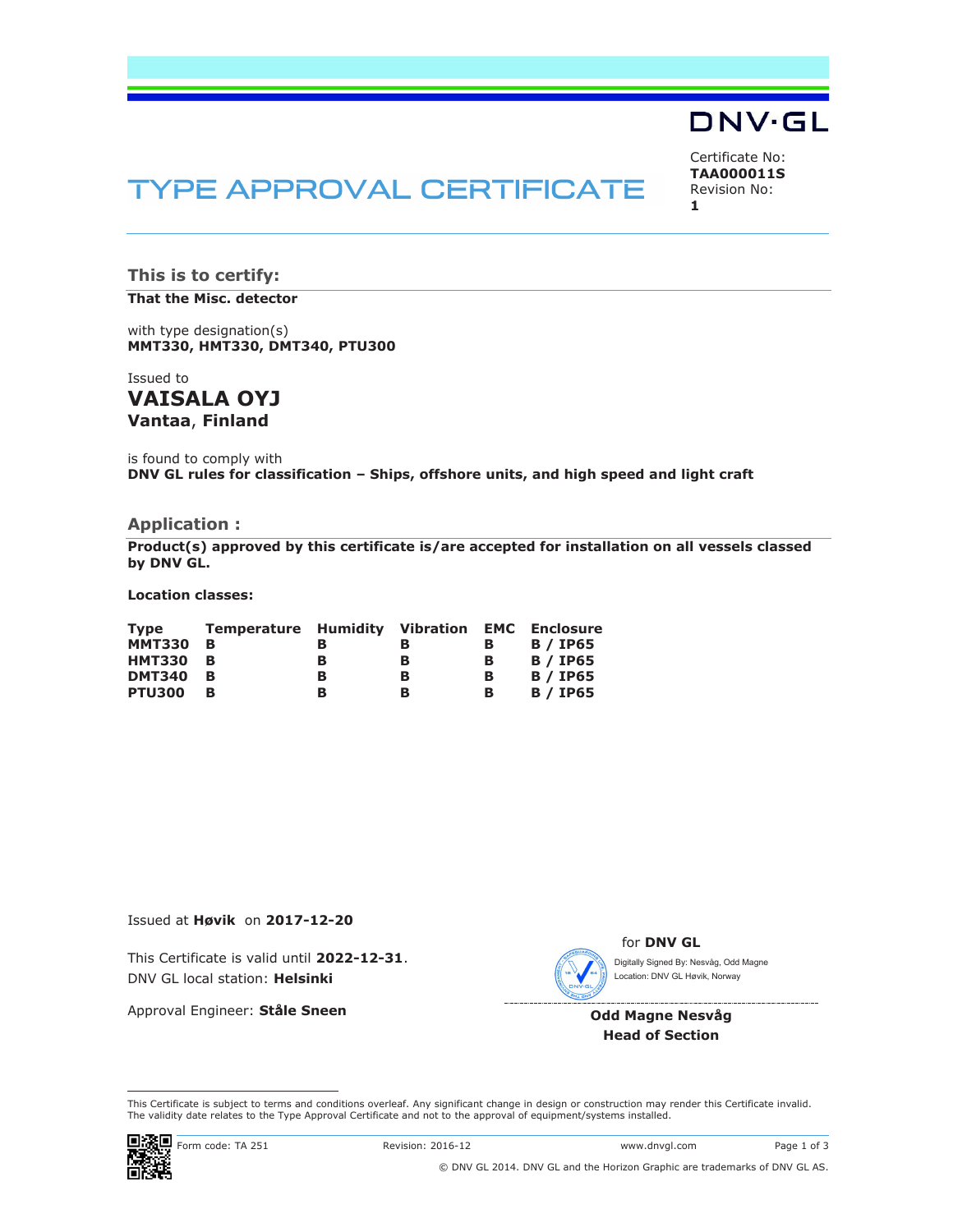DNV·GL

Certificate No:
**TAA000011S**
Revision No:
**1**

# TYPE APPROVAL CERTIFICATE

## This is to certify:

**That the Misc. detector**

with type designation(s)
**MMT330, HMT330, DMT340, PTU300**

Issued to
**VAISALA OYJ**
**Vantaa, Finland**

is found to comply with
**DNV GL rules for classification – Ships, offshore units, and high speed and light craft**

## Application :

**Product(s) approved by this certificate is/are accepted for installation on all vessels classed by DNV GL.**

**Location classes:**

| Type | Temperature | Humidity | Vibration | EMC | Enclosure |
|---|---|---|---|---|---|
| MMT330 | B | B | B | B | B / IP65 |
| HMT330 | B | B | B | B | B / IP65 |
| DMT340 | B | B | B | B | B / IP65 |
| PTU300 | B | B | B | B | B / IP65 |

Issued at **Høvik** on **2017-12-20**

This Certificate is valid until **2022-12-31**.
DNV GL local station: **Helsinki**

Approval Engineer: **Ståle Sneen**

for **DNV GL**

Digitally Signed By: Nesvåg, Odd Magne
Location: DNV GL Høvik, Norway

**Odd Magne Nesvåg**
**Head of Section**

This Certificate is subject to terms and conditions overleaf. Any significant change in design or construction may render this Certificate invalid. The validity date relates to the Type Approval Certificate and not to the approval of equipment/systems installed.

Form code: TA 251 Revision: 2016-12 www.dnvgl.com

© DNV GL 2014. DNV GL and the Horizon Graphic are trademarks of DNV GL AS.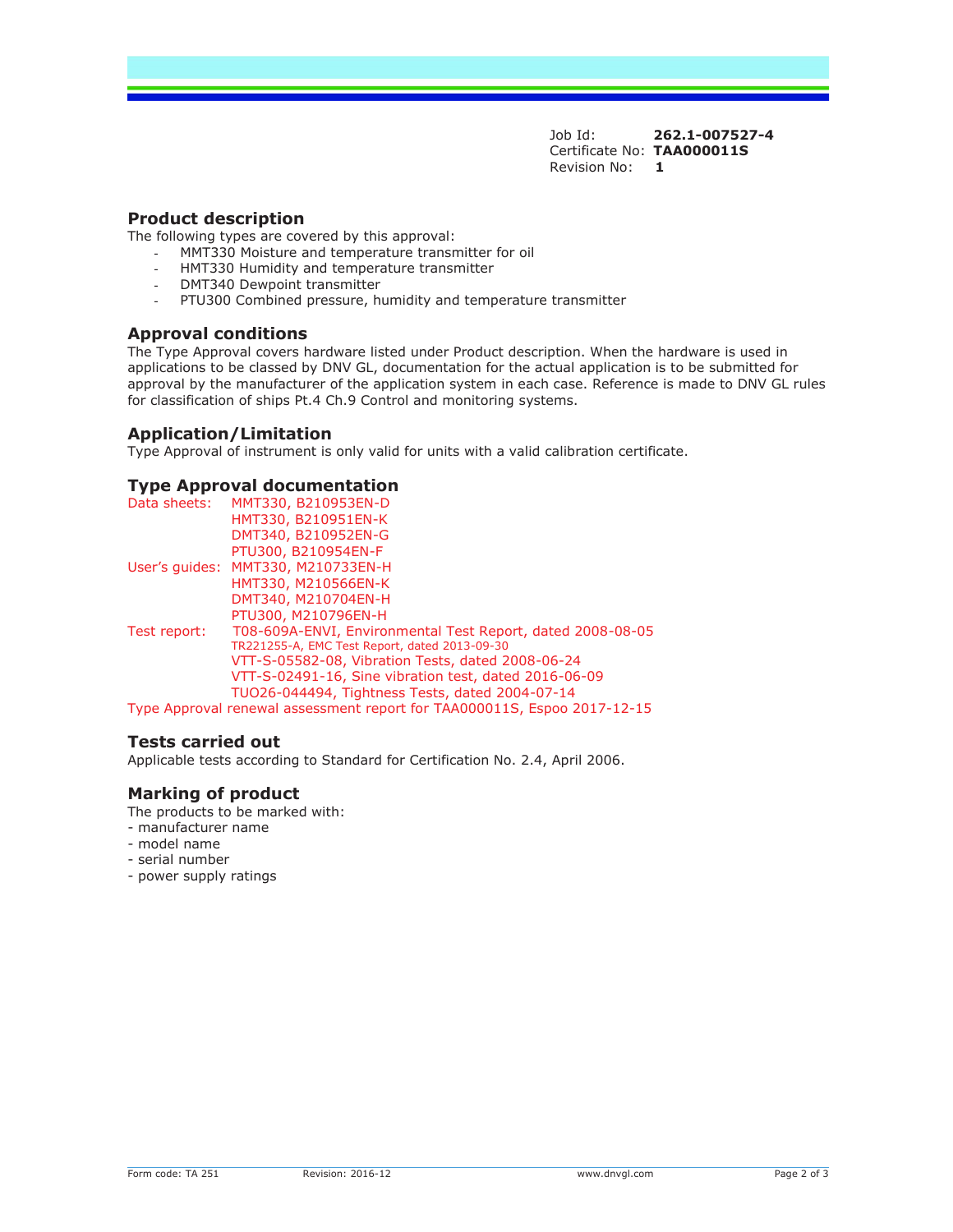Job Id: **262.1-007527-4**
Certificate No: **TAA000011S**
Revision No: **1**

## Product description

The following types are covered by this approval:

- MMT330 Moisture and temperature transmitter for oil
- HMT330 Humidity and temperature transmitter
- DMT340 Dewpoint transmitter
- PTU300 Combined pressure, humidity and temperature transmitter

## Approval conditions

The Type Approval covers hardware listed under Product description. When the hardware is used in applications to be classed by DNV GL, documentation for the actual application is to be submitted for approval by the manufacturer of the application system in each case. Reference is made to DNV GL rules for classification of ships Pt.4 Ch.9 Control and monitoring systems.

## Application/Limitation

Type Approval of instrument is only valid for units with a valid calibration certificate.

## Type Approval documentation

Data sheets: MMT330, B210953EN-D
HMT330, B210951EN-K
DMT340, B210952EN-G
PTU300, B210954EN-F

User's guides: MMT330, M210733EN-H
HMT330, M210566EN-K
DMT340, M210704EN-H
PTU300, M210796EN-H

Test report: T08-609A-ENVI, Environmental Test Report, dated 2008-08-05
TR221255-A, EMC Test Report, dated 2013-09-30
VTT-S-05582-08, Vibration Tests, dated 2008-06-24
VTT-S-02491-16, Sine vibration test, dated 2016-06-09
TUO26-044494, Tightness Tests, dated 2004-07-14

Type Approval renewal assessment report for TAA000011S, Espoo 2017-12-15

## Tests carried out

Applicable tests according to Standard for Certification No. 2.4, April 2006.

## Marking of product

The products to be marked with:

- manufacturer name
- model name
- serial number
- power supply ratings

Form code: TA 251 Revision: 2016-12 www.dnvgl.com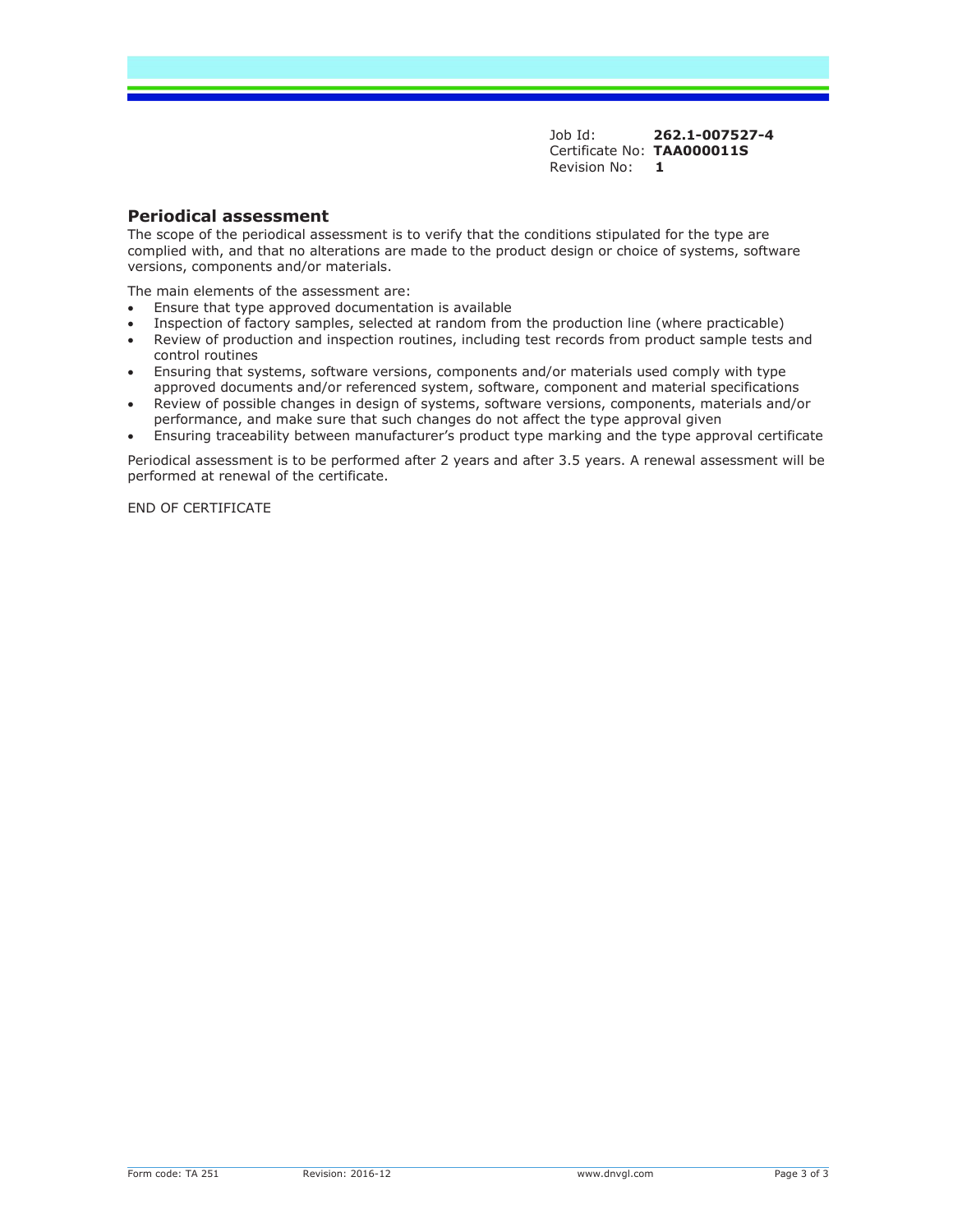Job Id: **262.1-007527-4**
Certificate No: **TAA000011S**
Revision No: **1**

## Periodical assessment

The scope of the periodical assessment is to verify that the conditions stipulated for the type are complied with, and that no alterations are made to the product design or choice of systems, software versions, components and/or materials.

The main elements of the assessment are:

- Ensure that type approved documentation is available
- Inspection of factory samples, selected at random from the production line (where practicable)
- Review of production and inspection routines, including test records from product sample tests and control routines
- Ensuring that systems, software versions, components and/or materials used comply with type approved documents and/or referenced system, software, component and material specifications
- Review of possible changes in design of systems, software versions, components, materials and/or performance, and make sure that such changes do not affect the type approval given
- Ensuring traceability between manufacturer's product type marking and the type approval certificate

Periodical assessment is to be performed after 2 years and after 3.5 years. A renewal assessment will be performed at renewal of the certificate.

END OF CERTIFICATE